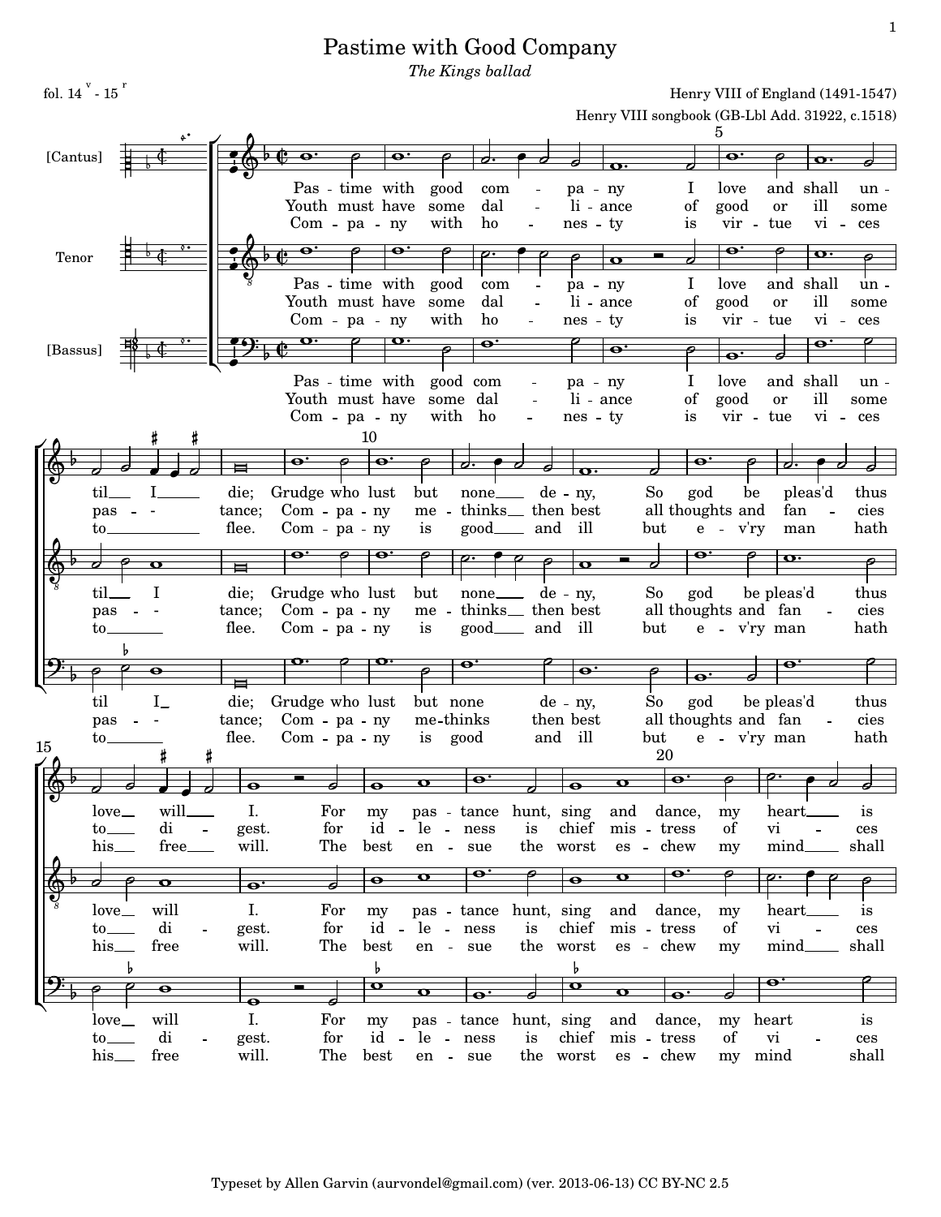# Pastime with Good Company

*The Kings ballad*

fol. 14 v - 15 r

Henry VIII of England (1491-1547)

Henry VIII songbook (GB-Lbl Add. 31922, c.1518)

[Cantus]

Tenor

[Bassus]

Pas - time with good com - pa - ny I love and shall un - til I die; Grudge who lust but none de - ny, So god be pleas'd thus love will I. For my pas - tance hunt, sing and dance, my heart is

Youth must have some dal - li - ance of good or ill some pas - tance; Com - pa - ny me - thinks then best all thoughts and fan - cies to di - gest. for id - le - ness is chief mis - tress of vi - ces

Com - pa - ny with ho - nes - ty is vir - tue vi - ces to flee. Com - pa - ny is good and ill but e - v'ry man hath his free will. The best en - sue the worst es - chew my mind shall

Typeset by Allen Garvin (aurvondel@gmail.com) (ver. 2013-06-13) CC BY-NC 2.5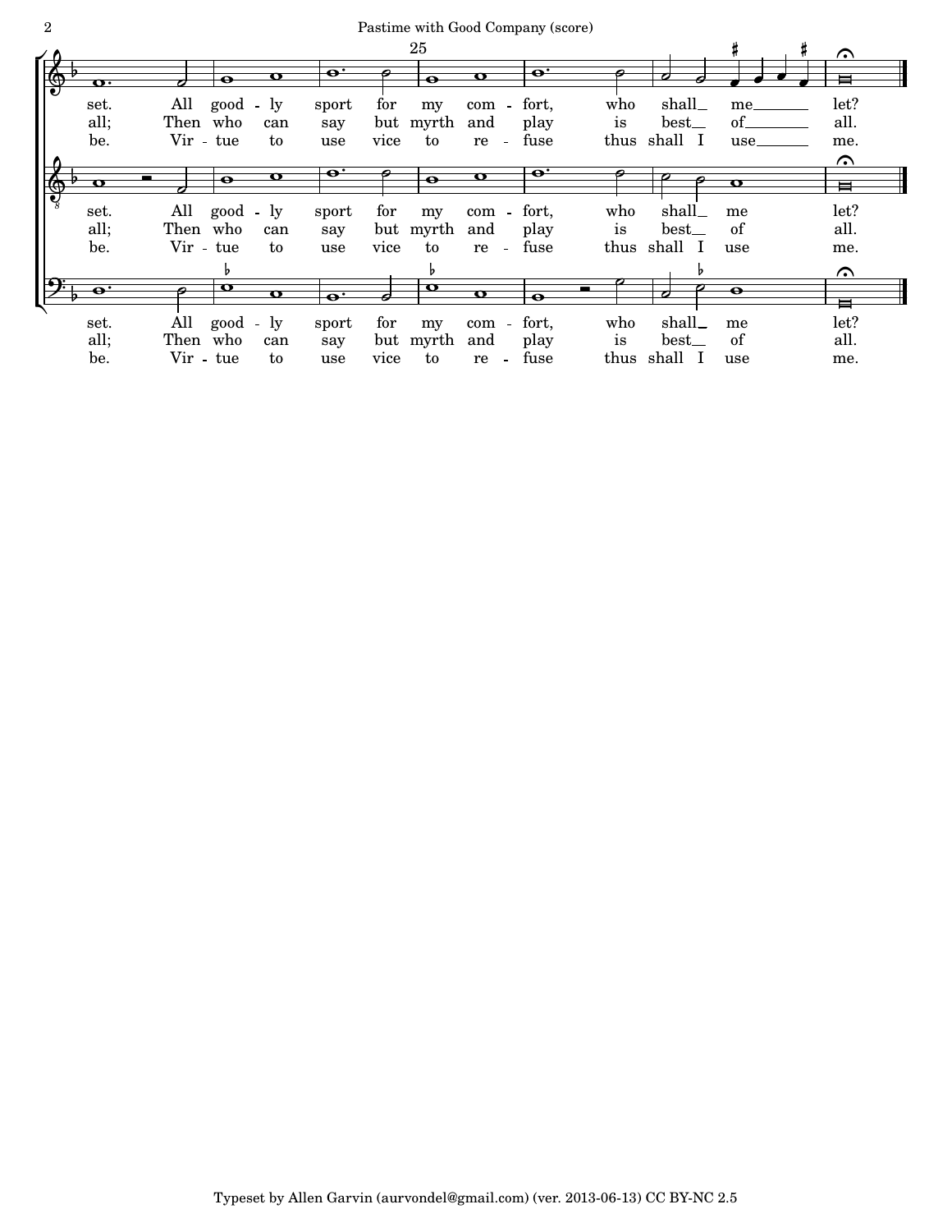25

set. All good - ly sport for my com - fort, who shall_ me_______ let?
all; Then who can say but myrth and play is best__ of________ all.
be. Vir - tue to use vice to re - fuse thus shall I use______ me.

set. All good - ly sport for my com - fort, who shall_ me let?
all; Then who can say but myrth and play is best__ of all.
be. Vir - tue to use vice to re - fuse thus shall I use me.

set. All good - ly sport for my com - fort, who shall_ me let?
all; Then who can say but myrth and play is best__ of all.
be. Vir - tue to use vice to re - fuse thus shall I use me.

Typeset by Allen Garvin (aurvondel@gmail.com) (ver. 2013-06-13) CC BY-NC 2.5